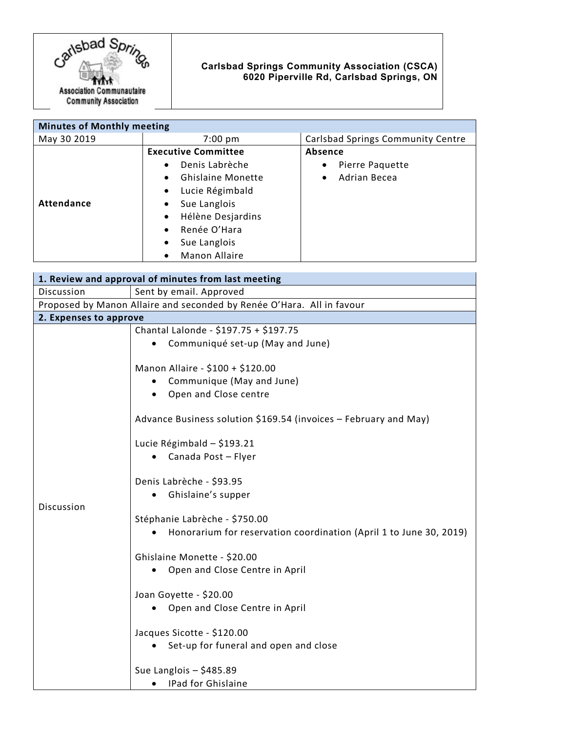**Carlsbad Springs Community Association (CSCA)**
**6020 Piperville Rd, Carlsbad Springs, ON**

| **Minutes of Monthly meeting** | | |
|---|---|---|
| May 30 2019 | 7:00 pm | Carlsbad Springs Community Centre |
| **Attendance** | **Executive Committee**<br>• Denis Labrèche<br>• Ghislaine Monette<br>• Lucie Régimbald<br>• Sue Langlois<br>• Hélène Desjardins<br>• Renée O'Hara<br>• Sue Langlois<br>• Manon Allaire | **Absence**<br>• Pierre Paquette<br>• Adrian Becea |

| **1. Review and approval of minutes from last meeting** | |
|---|---|
| Discussion | Sent by email. Approved |
| Proposed by Manon Allaire and seconded by Renée O'Hara. All in favour | |
| **2. Expenses to approve** | |
| Discussion | Chantal Lalonde - $197.75 + $197.75<br>• Communiqué set-up (May and June)<br><br>Manon Allaire - $100 + $120.00<br>• Communique (May and June)<br>• Open and Close centre<br><br>Advance Business solution $169.54 (invoices – February and May)<br><br>Lucie Régimbald – $193.21<br>• Canada Post – Flyer<br><br>Denis Labrèche - $93.95<br>• Ghislaine's supper<br><br>Stéphanie Labrèche - $750.00<br>• Honorarium for reservation coordination (April 1 to June 30, 2019)<br><br>Ghislaine Monette - $20.00<br>• Open and Close Centre in April<br><br>Joan Goyette - $20.00<br>• Open and Close Centre in April<br><br>Jacques Sicotte - $120.00<br>• Set-up for funeral and open and close<br><br>Sue Langlois – $485.89<br>• IPad for Ghislaine |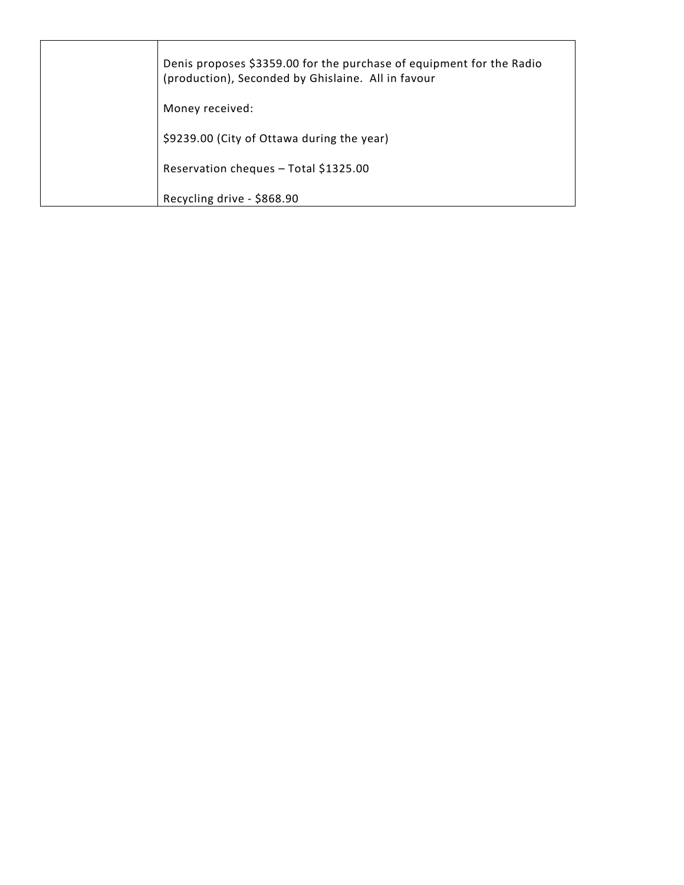| | |
|---|---|
| | Denis proposes $3359.00 for the purchase of equipment for the Radio (production), Seconded by Ghislaine. All in favour<br><br>Money received:<br><br>$9239.00 (City of Ottawa during the year)<br><br>Reservation cheques – Total $1325.00<br><br>Recycling drive - $868.90 |